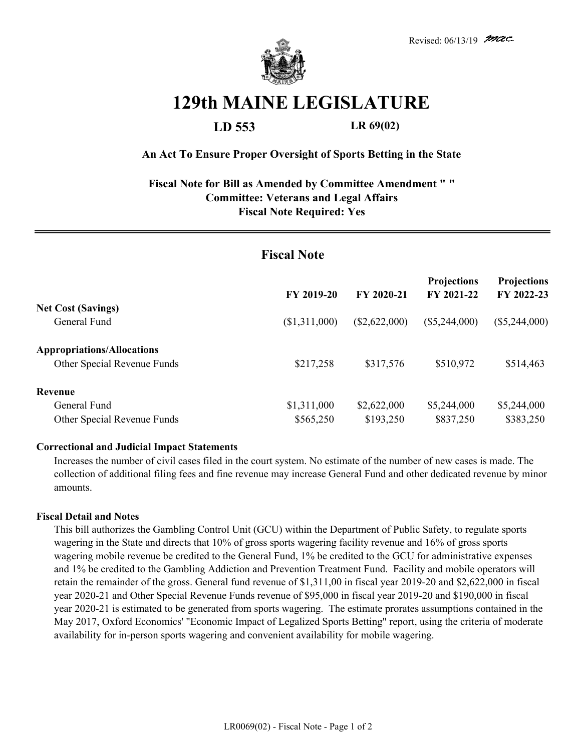Revised: 06/13/19

# 129th MAINE LEGISLATURE

**LD 553** **LR 69(02)**

**An Act To Ensure Proper Oversight of Sports Betting in the State**

**Fiscal Note for Bill as Amended by Committee Amendment " "**
**Committee: Veterans and Legal Affairs**
**Fiscal Note Required: Yes**

## Fiscal Note

| | FY 2019-20 | FY 2020-21 | Projections FY 2021-22 | Projections FY 2022-23 |
|---|---|---|---|---|
| **Net Cost (Savings)** | | | | |
| General Fund | ($1,311,000) | ($2,622,000) | ($5,244,000) | ($5,244,000) |
| **Appropriations/Allocations** | | | | |
| Other Special Revenue Funds | $217,258 | $317,576 | $510,972 | $514,463 |
| **Revenue** | | | | |
| General Fund | $1,311,000 | $2,622,000 | $5,244,000 | $5,244,000 |
| Other Special Revenue Funds | $565,250 | $193,250 | $837,250 | $383,250 |

**Correctional and Judicial Impact Statements**

Increases the number of civil cases filed in the court system. No estimate of the number of new cases is made. The collection of additional filing fees and fine revenue may increase General Fund and other dedicated revenue by minor amounts.

**Fiscal Detail and Notes**

This bill authorizes the Gambling Control Unit (GCU) within the Department of Public Safety, to regulate sports wagering in the State and directs that 10% of gross sports wagering facility revenue and 16% of gross sports wagering mobile revenue be credited to the General Fund, 1% be credited to the GCU for administrative expenses and 1% be credited to the Gambling Addiction and Prevention Treatment Fund. Facility and mobile operators will retain the remainder of the gross. General fund revenue of $1,311,00 in fiscal year 2019-20 and $2,622,000 in fiscal year 2020-21 and Other Special Revenue Funds revenue of $95,000 in fiscal year 2019-20 and $190,000 in fiscal year 2020-21 is estimated to be generated from sports wagering. The estimate prorates assumptions contained in the May 2017, Oxford Economics' "Economic Impact of Legalized Sports Betting" report, using the criteria of moderate availability for in-person sports wagering and convenient availability for mobile wagering.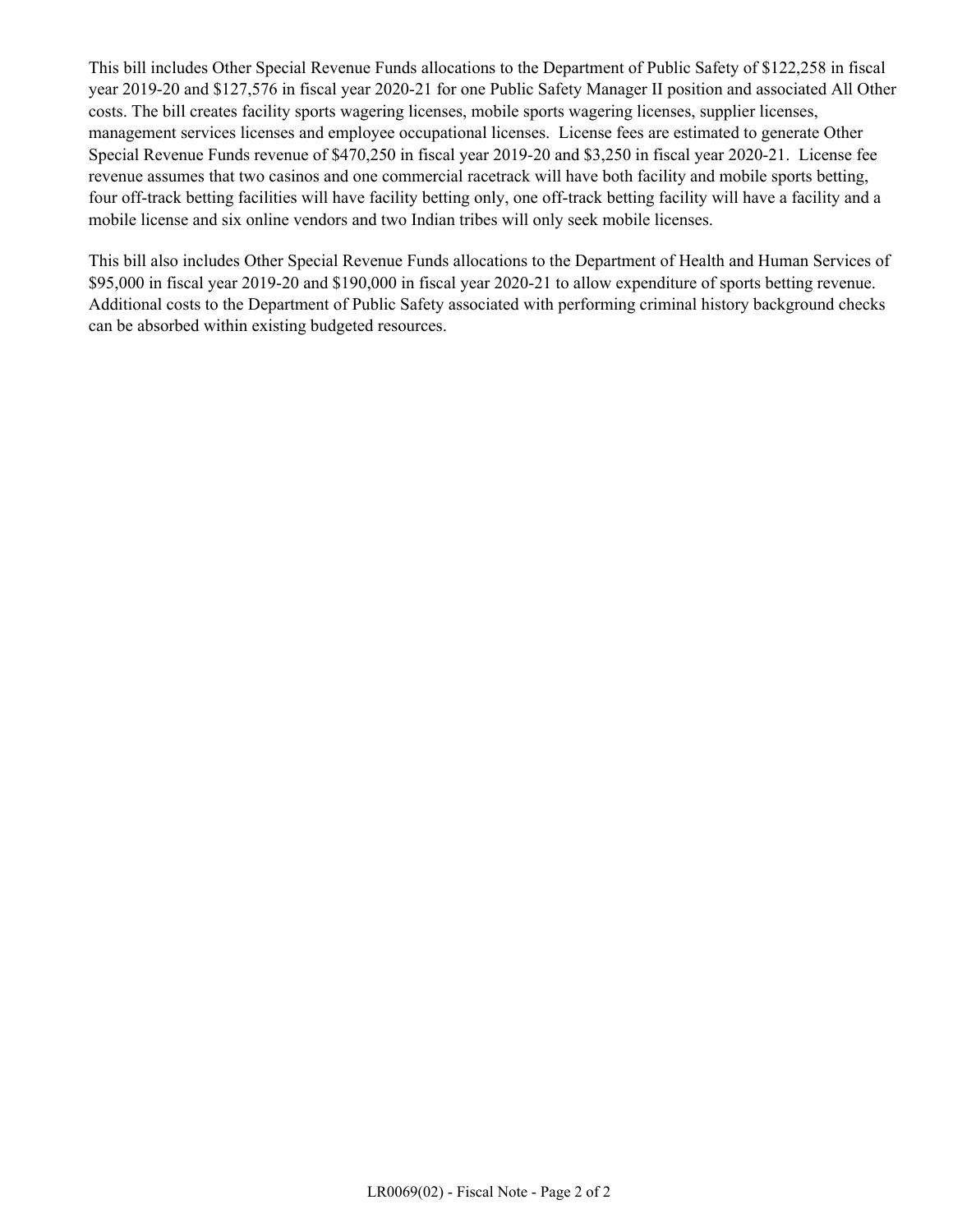This bill includes Other Special Revenue Funds allocations to the Department of Public Safety of $122,258 in fiscal year 2019-20 and $127,576 in fiscal year 2020-21 for one Public Safety Manager II position and associated All Other costs. The bill creates facility sports wagering licenses, mobile sports wagering licenses, supplier licenses, management services licenses and employee occupational licenses. License fees are estimated to generate Other Special Revenue Funds revenue of $470,250 in fiscal year 2019-20 and $3,250 in fiscal year 2020-21. License fee revenue assumes that two casinos and one commercial racetrack will have both facility and mobile sports betting, four off-track betting facilities will have facility betting only, one off-track betting facility will have a facility and a mobile license and six online vendors and two Indian tribes will only seek mobile licenses.

This bill also includes Other Special Revenue Funds allocations to the Department of Health and Human Services of $95,000 in fiscal year 2019-20 and $190,000 in fiscal year 2020-21 to allow expenditure of sports betting revenue. Additional costs to the Department of Public Safety associated with performing criminal history background checks can be absorbed within existing budgeted resources.